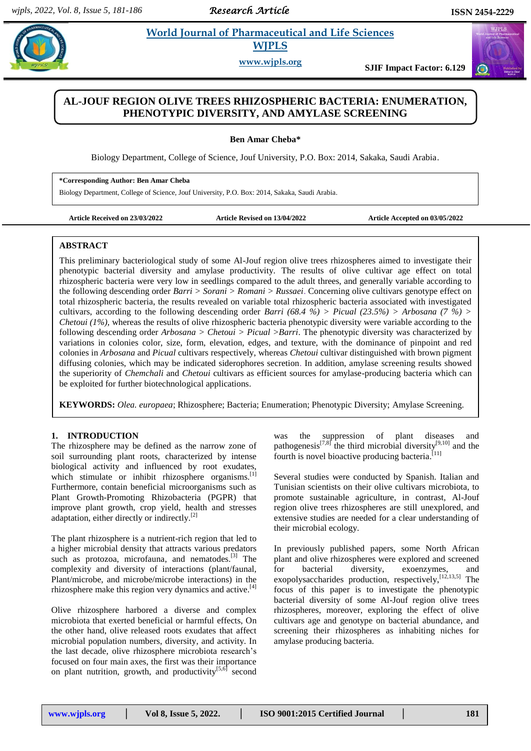# AL-JOUF REGION OLIVE TREES RHIZOSPHERIC BACTERIA: ENUMERATION, PHENOTYPIC DIVERSITY, AND AMYLASE SCREENING

**Ben Amar Cheba***

Biology Department, College of Science, Jouf University, P.O. Box: 2014, Sakaka, Saudi Arabia.

**\*Corresponding Author: Ben Amar Cheba**
Biology Department, College of Science, Jouf University, P.O. Box: 2014, Sakaka, Saudi Arabia.

**Article Received on 23/03/2022** **Article Revised on 13/04/2022** **Article Accepted on 03/05/2022**

## ABSTRACT

This preliminary bacteriological study of some Al-Jouf region olive trees rhizospheres aimed to investigate their phenotypic bacterial diversity and amylase productivity. The results of olive cultivar age effect on total rhizospheric bacteria were very low in seedlings compared to the adult threes, and generally variable according to the following descending order *Barri* > *Sorani* > *Romani* > *Russaei*. Concerning olive cultivars genotype effect on total rhizospheric bacteria, the results revealed on variable total rhizospheric bacteria associated with investigated cultivars, according to the following descending order *Barri (68.4 %)* > *Picual (23.5%)* > *Arbosana (7 %)* > *Chetoui (1%),* whereas the results of olive rhizospheric bacteria phenotypic diversity were variable according to the following descending order *Arbosana* > *Chetoui* > *Picual* >*Barri*. The phenotypic diversity was characterized by variations in colonies color, size, form, elevation, edges, and texture, with the dominance of pinpoint and red colonies in *Arbosana* and *Picual* cultivars respectively, whereas *Chetoui* cultivar distinguished with brown pigment diffusing colonies, which may be indicated siderophores secretion. In addition, amylase screening results showed the superiority of *Chemchali* and *Chetoui* cultivars as efficient sources for amylase-producing bacteria which can be exploited for further biotechnological applications.

**KEYWORDS:** *Olea. europaea*; Rhizosphere; Bacteria; Enumeration; Phenotypic Diversity; Amylase Screening.

## 1. INTRODUCTION

The rhizosphere may be defined as the narrow zone of soil surrounding plant roots, characterized by intense biological activity and influenced by root exudates, which stimulate or inhibit rhizosphere organisms.[1] Furthermore, contain beneficial microorganisms such as Plant Growth-Promoting Rhizobacteria (PGPR) that improve plant growth, crop yield, health and stresses adaptation, either directly or indirectly.[2]

The plant rhizosphere is a nutrient-rich region that led to a higher microbial density that attracts various predators such as protozoa, microfauna, and nematodes.[3] The complexity and diversity of interactions (plant/faunal, Plant/microbe, and microbe/microbe interactions) in the rhizosphere make this region very dynamics and active.[4]

Olive rhizosphere harbored a diverse and complex microbiota that exerted beneficial or harmful effects, On the other hand, olive released roots exudates that affect microbial population numbers, diversity, and activity. In the last decade, olive rhizosphere microbiota research's focused on four main axes, the first was their importance on plant nutrition, growth, and productivity[5,6] second was the suppression of plant diseases and pathogenesis[7,8] the third microbial diversity[9,10] and the fourth is novel bioactive producing bacteria.[11]

Several studies were conducted by Spanish. Italian and Tunisian scientists on their olive cultivars microbiota, to promote sustainable agriculture, in contrast, Al-Jouf region olive trees rhizospheres are still unexplored, and extensive studies are needed for a clear understanding of their microbial ecology.

In previously published papers, some North African plant and olive rhizospheres were explored and screened for bacterial diversity, exoenzymes, and exopolysaccharides production, respectively,[12,13,5] The focus of this paper is to investigate the phenotypic bacterial diversity of some Al-Jouf region olive trees rhizospheres, moreover, exploring the effect of olive cultivars age and genotype on bacterial abundance, and screening their rhizospheres as inhabiting niches for amylase producing bacteria.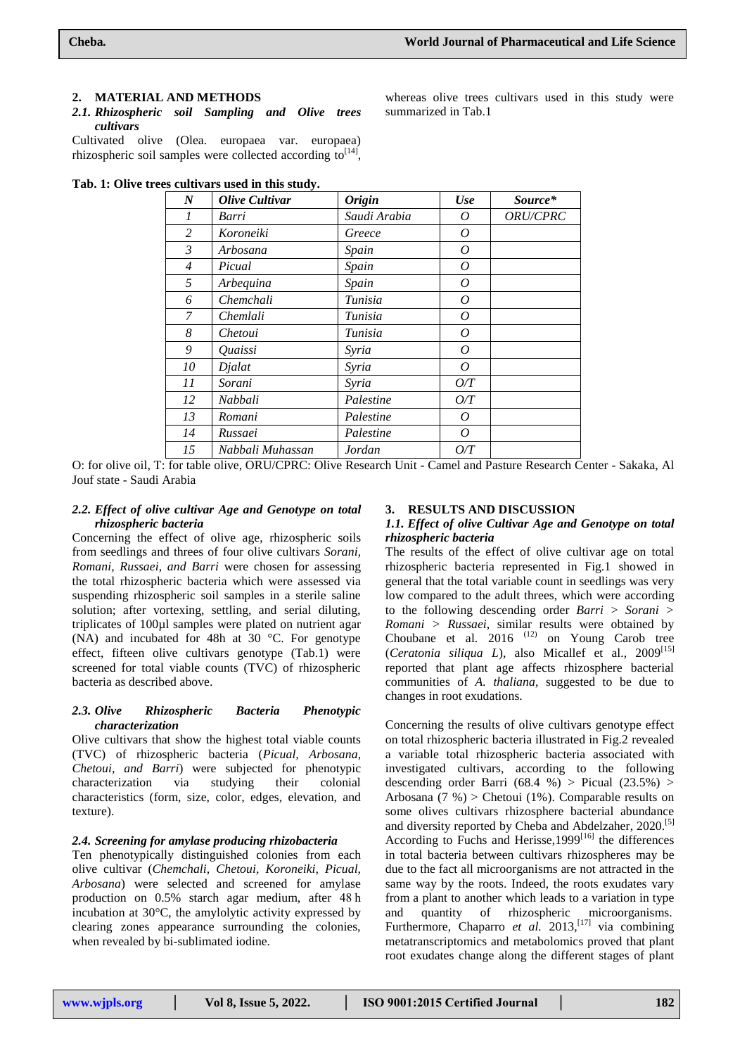## 2. MATERIAL AND METHODS

### *2.1. Rhizospheric soil Sampling and Olive trees cultivars*

Cultivated olive (Olea. europaea var. europaea) rhizospheric soil samples were collected according to[14], whereas olive trees cultivars used in this study were summarized in Tab.1

**Tab. 1: Olive trees cultivars used in this study.**

| *N* | *Olive Cultivar* | *Origin* | *Use* | *Source** |
|---|---|---|---|---|
| *1* | *Barri* | *Saudi Arabia* | *O* | *ORU/CPRC* |
| *2* | *Koroneiki* | *Greece* | *O* | |
| *3* | *Arbosana* | *Spain* | *O* | |
| *4* | *Picual* | *Spain* | *O* | |
| *5* | *Arbequina* | *Spain* | *O* | |
| *6* | *Chemchali* | *Tunisia* | *O* | |
| *7* | *Chemlali* | *Tunisia* | *O* | |
| *8* | *Chetoui* | *Tunisia* | *O* | |
| *9* | *Quaissi* | *Syria* | *O* | |
| *10* | *Djalat* | *Syria* | *O* | |
| *11* | *Sorani* | *Syria* | *O/T* | |
| *12* | *Nabbali* | *Palestine* | *O/T* | |
| *13* | *Romani* | *Palestine* | *O* | |
| *14* | *Russaei* | *Palestine* | *O* | |
| *15* | *Nabbali Muhassan* | *Jordan* | *O/T* | |

O: for olive oil, T: for table olive, ORU/CPRC: Olive Research Unit - Camel and Pasture Research Center - Sakaka, Al Jouf state - Saudi Arabia

### *2.2. Effect of olive cultivar Age and Genotype on total rhizospheric bacteria*

Concerning the effect of olive age, rhizospheric soils from seedlings and threes of four olive cultivars *Sorani, Romani, Russaei, and Barri* were chosen for assessing the total rhizospheric bacteria which were assessed via suspending rhizospheric soil samples in a sterile saline solution; after vortexing, settling, and serial diluting, triplicates of 100µl samples were plated on nutrient agar (NA) and incubated for 48h at 30 °C. For genotype effect, fifteen olive cultivars genotype (Tab.1) were screened for total viable counts (TVC) of rhizospheric bacteria as described above.

### *2.3. Olive Rhizospheric Bacteria Phenotypic characterization*

Olive cultivars that show the highest total viable counts (TVC) of rhizospheric bacteria (*Picual, Arbosana, Chetoui, and Barri*) were subjected for phenotypic characterization via studying their colonial characteristics (form, size, color, edges, elevation, and texture).

### *2.4. Screening for amylase producing rhizobacteria*

Ten phenotypically distinguished colonies from each olive cultivar (*Chemchali, Chetoui, Koroneiki, Picual, Arbosana*) were selected and screened for amylase production on 0.5% starch agar medium, after 48 h incubation at 30°C, the amylolytic activity expressed by clearing zones appearance surrounding the colonies, when revealed by bi-sublimated iodine.

## 3. RESULTS AND DISCUSSION

### *1.1. Effect of olive Cultivar Age and Genotype on total rhizospheric bacteria*

The results of the effect of olive cultivar age on total rhizospheric bacteria represented in Fig.1 showed in general that the total variable count in seedlings was very low compared to the adult threes, which were according to the following descending order *Barri > Sorani > Romani > Russaei*, similar results were obtained by Choubane et al. 2016 [12] on Young Carob tree (*Ceratonia siliqua L*), also Micallef et al., 2009[15] reported that plant age affects rhizosphere bacterial communities of *A. thaliana*, suggested to be due to changes in root exudations.

Concerning the results of olive cultivars genotype effect on total rhizospheric bacteria illustrated in Fig.2 revealed a variable total rhizospheric bacteria associated with investigated cultivars, according to the following descending order Barri (68.4 %) > Picual (23.5%) > Arbosana (7 %) > Chetoui (1%). Comparable results on some olives cultivars rhizosphere bacterial abundance and diversity reported by Cheba and Abdelzaher, 2020.[5] According to Fuchs and Herisse,1999[16] the differences in total bacteria between cultivars rhizospheres may be due to the fact all microorganisms are not attracted in the same way by the roots. Indeed, the roots exudates vary from a plant to another which leads to a variation in type and quantity of rhizospheric microorganisms. Furthermore, Chaparro *et al.* 2013,[17] via combining metatranscriptomics and metabolomics proved that plant root exudates change along the different stages of plant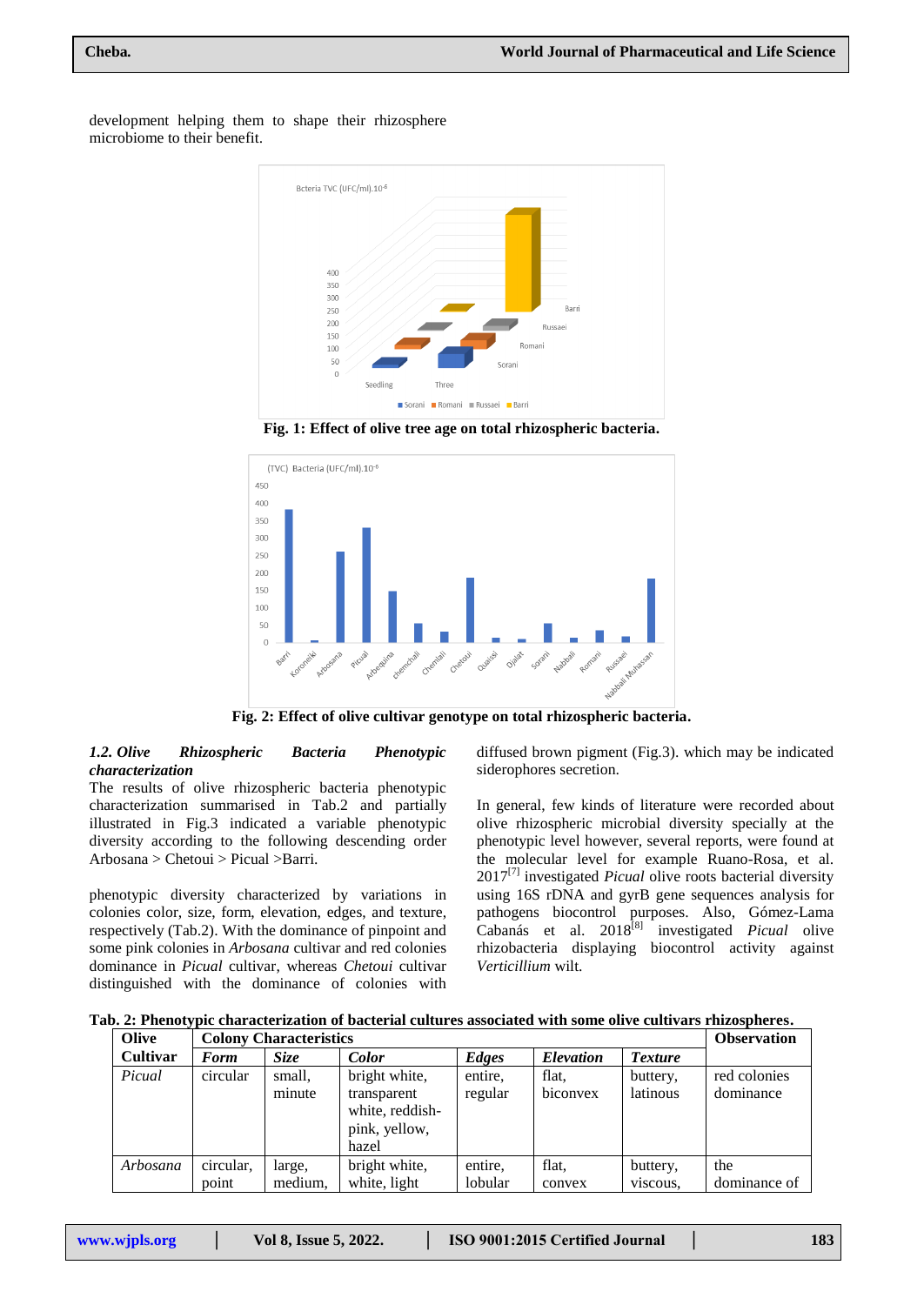development helping them to shape their rhizosphere microbiome to their benefit.

**Fig. 1: Effect of olive tree age on total rhizospheric bacteria.**

**Fig. 2: Effect of olive cultivar genotype on total rhizospheric bacteria.**

### *1.2. Olive Rhizospheric Bacteria Phenotypic characterization*

The results of olive rhizospheric bacteria phenotypic characterization summarised in Tab.2 and partially illustrated in Fig.3 indicated a variable phenotypic diversity according to the following descending order Arbosana > Chetoui > Picual >Barri.

phenotypic diversity characterized by variations in colonies color, size, form, elevation, edges, and texture, respectively (Tab.2). With the dominance of pinpoint and some pink colonies in *Arbosana* cultivar and red colonies dominance in *Picual* cultivar, whereas *Chetoui* cultivar distinguished with the dominance of colonies with diffused brown pigment (Fig.3). which may be indicated siderophores secretion.

In general, few kinds of literature were recorded about olive rhizospheric microbial diversity specially at the phenotypic level however, several reports, were found at the molecular level for example Ruano-Rosa, et al. 2017[7] investigated *Picual* olive roots bacterial diversity using 16S rDNA and gyrB gene sequences analysis for pathogens biocontrol purposes. Also, Gómez-Lama Cabanás et al. 2018[8] investigated *Picual* olive rhizobacteria displaying biocontrol activity against *Verticillium* wilt.

**Tab. 2: Phenotypic characterization of bacterial cultures associated with some olive cultivars rhizospheres.**

| Olive Cultivar | Colony Characteristics | | | | | | Observation |
|---|---|---|---|---|---|---|---|
| | ***Form*** | ***Size*** | ***Color*** | ***Edges*** | ***Elevation*** | ***Texture*** | |
| *Picual* | circular | small, minute | bright white, transparent white, reddish-pink, yellow, hazel | entire, regular | flat, biconvex | buttery, latinous | red colonies dominance |
| *Arbosana* | circular, point | large, medium, | bright white, white, light | entire, lobular | flat, convex | buttery, viscous, | the dominance of |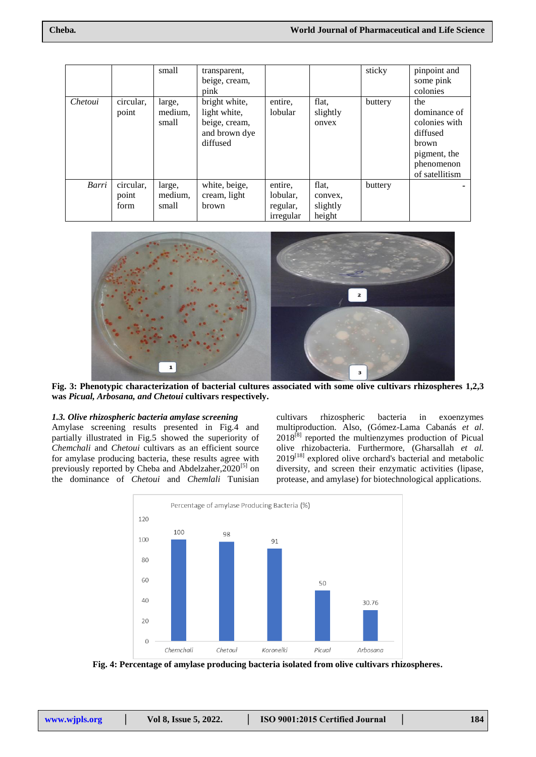|  |  | small | transparent, beige, cream, pink |  |  | sticky | pinpoint and some pink colonies |
|---|---|---|---|---|---|---|---|
| *Chetoui* | circular, point | large, medium, small | bright white, light white, beige, cream, and brown dye diffused | entire, lobular | flat, slightly onvex | buttery | the dominance of colonies with diffused brown pigment, the phenomenon of satellitism |
| *Barri* | circular, point form | large, medium, small | white, beige, cream, light brown | entire, lobular, regular, irregular | flat, convex, slightly height | buttery | - |

**Fig. 3: Phenotypic characterization of bacterial cultures associated with some olive cultivars rhizospheres 1,2,3 was *Picual, Arbosana, and Chetoui* cultivars respectively.**

### *1.3. Olive rhizospheric bacteria amylase screening*

Amylase screening results presented in Fig.4 and partially illustrated in Fig.5 showed the superiority of *Chemchali* and *Chetoui* cultivars as an efficient source for amylase producing bacteria, these results agree with previously reported by Cheba and Abdelzaher,2020[5] on the dominance of *Chetoui* and *Chemlali* Tunisian cultivars rhizospheric bacteria in exoenzymes multiproduction. Also, (Gómez-Lama Cabanás *et al*. 2018[8] reported the multienzymes production of Picual olive rhizobacteria. Furthermore, (Gharsallah *et al.* 2019[18] explored olive orchard's bacterial and metabolic diversity, and screen their enzymatic activities (lipase, protease, and amylase) for biotechnological applications.

Percentage of amylase Producing Bacteria (%)

| Cultivar | % |
|---|---|
| Chemchali | 100 |
| Chetoui | 98 |
| Koroneiki | 91 |
| Picual | 50 |
| Arbosana | 30.76 |

**Fig. 4: Percentage of amylase producing bacteria isolated from olive cultivars rhizospheres.**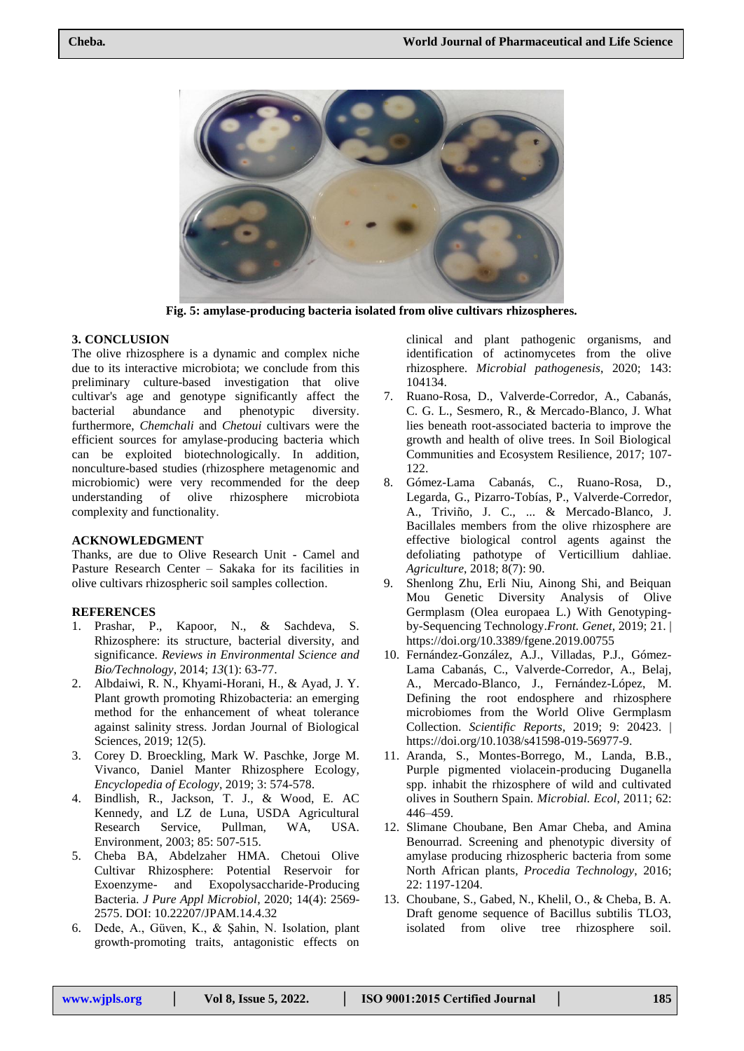Fig. 5: amylase-producing bacteria isolated from olive cultivars rhizospheres.

## 3. CONCLUSION

The olive rhizosphere is a dynamic and complex niche due to its interactive microbiota; we conclude from this preliminary culture-based investigation that olive cultivar's age and genotype significantly affect the bacterial abundance and phenotypic diversity. furthermore, *Chemchali* and *Chetoui* cultivars were the efficient sources for amylase-producing bacteria which can be exploited biotechnologically. In addition, nonculture-based studies (rhizosphere metagenomic and microbiomic) were very recommended for the deep understanding of olive rhizosphere microbiota complexity and functionality.

## ACKNOWLEDGMENT

Thanks, are due to Olive Research Unit - Camel and Pasture Research Center – Sakaka for its facilities in olive cultivars rhizospheric soil samples collection.

## REFERENCES

1. Prashar, P., Kapoor, N., & Sachdeva, S. Rhizosphere: its structure, bacterial diversity, and significance. *Reviews in Environmental Science and Bio/Technology*, 2014; *13*(1): 63-77.
2. Albdaiwi, R. N., Khyami-Horani, H., & Ayad, J. Y. Plant growth promoting Rhizobacteria: an emerging method for the enhancement of wheat tolerance against salinity stress. Jordan Journal of Biological Sciences, 2019; 12(5).
3. Corey D. Broeckling, Mark W. Paschke, Jorge M. Vivanco, Daniel Manter Rhizosphere Ecology, *Encyclopedia of Ecology*, 2019; 3: 574-578.
4. Bindlish, R., Jackson, T. J., & Wood, E. AC Kennedy, and LZ de Luna, USDA Agricultural Research Service, Pullman, WA, USA. Environment, 2003; 85: 507-515.
5. Cheba BA, Abdelzaher HMA. Chetoui Olive Cultivar Rhizosphere: Potential Reservoir for Exoenzyme- and Exopolysaccharide-Producing Bacteria. *J Pure Appl Microbiol*, 2020; 14(4): 2569-2575. DOI: 10.22207/JPAM.14.4.32
6. Dede, A., Güven, K., & Şahin, N. Isolation, plant growth-promoting traits, antagonistic effects on clinical and plant pathogenic organisms, and identification of actinomycetes from the olive rhizosphere. *Microbial pathogenesis*, 2020; 143: 104134.
7. Ruano-Rosa, D., Valverde-Corredor, A., Cabanás, C. G. L., Sesmero, R., & Mercado-Blanco, J. What lies beneath root-associated bacteria to improve the growth and health of olive trees. In Soil Biological Communities and Ecosystem Resilience, 2017; 107-122.
8. Gómez-Lama Cabanás, C., Ruano-Rosa, D., Legarda, G., Pizarro-Tobías, P., Valverde-Corredor, A., Triviño, J. C., ... & Mercado-Blanco, J. Bacillales members from the olive rhizosphere are effective biological control agents against the defoliating pathotype of Verticillium dahliae. *Agriculture*, 2018; 8(7): 90.
9. Shenlong Zhu, Erli Niu, Ainong Shi, and Beiquan Mou Genetic Diversity Analysis of Olive Germplasm (Olea europaea L.) With Genotyping-by-Sequencing Technology.*Front. Genet*, 2019; 21. | https://doi.org/10.3389/fgene.2019.00755
10. Fernández-González, A.J., Villadas, P.J., Gómez-Lama Cabanás, C., Valverde-Corredor, A., Belaj, A., Mercado-Blanco, J., Fernández-López, M. Defining the root endosphere and rhizosphere microbiomes from the World Olive Germplasm Collection. *Scientific Reports*, 2019; 9: 20423. | https://doi.org/10.1038/s41598-019-56977-9.
11. Aranda, S., Montes-Borrego, M., Landa, B.B., Purple pigmented violacein-producing Duganella spp. inhabit the rhizosphere of wild and cultivated olives in Southern Spain. *Microbial. Ecol*, 2011; 62: 446–459.
12. Slimane Choubane, Ben Amar Cheba, and Amina Benourrad. Screening and phenotypic diversity of amylase producing rhizospheric bacteria from some North African plants, *Procedia Technology*, 2016; 22: 1197-1204.
13. Choubane, S., Gabed, N., Khelil, O., & Cheba, B. A. Draft genome sequence of Bacillus subtilis TLO3, isolated from olive tree rhizosphere soil.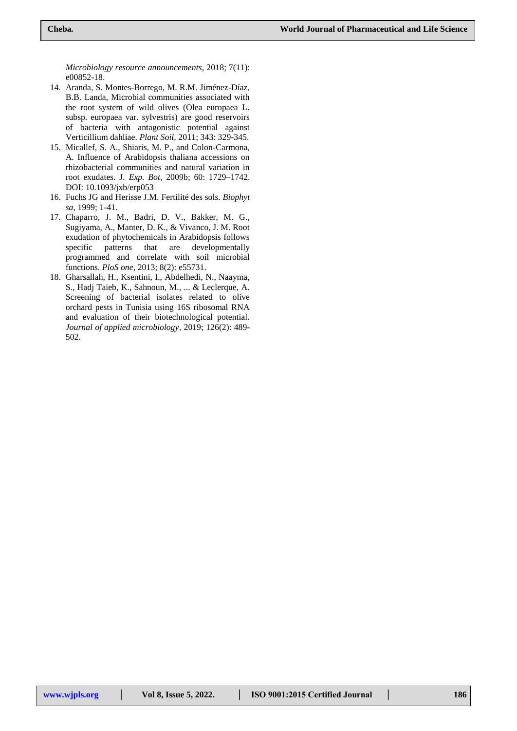*Microbiology resource announcements*, 2018; 7(11): e00852-18.

14. Aranda, S. Montes-Borrego, M. R.M. Jiménez-Díaz, B.B. Landa, Microbial communities associated with the root system of wild olives (Olea europaea L. subsp. europaea var. sylvestris) are good reservoirs of bacteria with antagonistic potential against Verticillium dahliae. *Plant Soil*, 2011; 343: 329-345.
15. Micallef, S. A., Shiaris, M. P., and Colon-Carmona, A. Influence of Arabidopsis thaliana accessions on rhizobacterial communities and natural variation in root exudates. J. *Exp. Bot*, 2009b; 60: 1729–1742. DOI: 10.1093/jxb/erp053
16. Fuchs JG and Herisse J.M. Fertilité des sols. *Biophyt sa*, 1999; 1-41.
17. Chaparro, J. M., Badri, D. V., Bakker, M. G., Sugiyama, A., Manter, D. K., & Vivanco, J. M. Root exudation of phytochemicals in Arabidopsis follows specific patterns that are developmentally programmed and correlate with soil microbial functions. *PloS one*, 2013; 8(2): e55731.
18. Gharsallah, H., Ksentini, I., Abdelhedi, N., Naayma, S., Hadj Taieb, K., Sahnoun, M., ... & Leclerque, A. Screening of bacterial isolates related to olive orchard pests in Tunisia using 16S ribosomal RNA and evaluation of their biotechnological potential. *Journal of applied microbiology*, 2019; 126(2): 489-502.